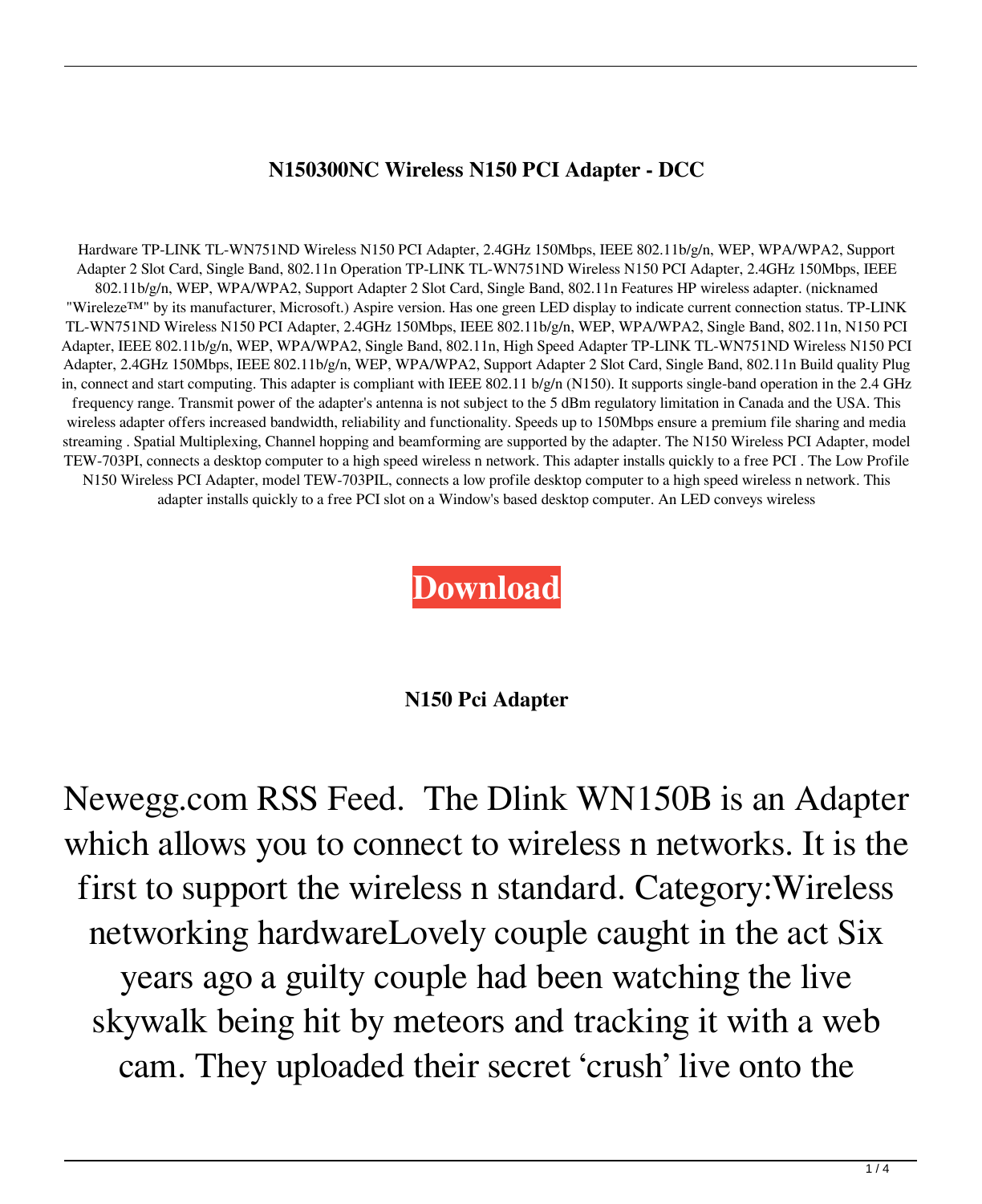**N150300NC Wireless N150 PCI Adapter - DCC**

Hardware TP-LINK TL-WN751ND Wireless N150 PCI Adapter, 2.4GHz 150Mbps, IEEE 802.11b/g/n, WEP, WPA/WPA2, Support Adapter 2 Slot Card, Single Band, 802.11n Operation TP-LINK TL-WN751ND Wireless N150 PCI Adapter, 2.4GHz 150Mbps, IEEE 802.11b/g/n, WEP, WPA/WPA2, Support Adapter 2 Slot Card, Single Band, 802.11n Features HP wireless adapter. (nicknamed "Wireleze™" by its manufacturer, Microsoft.) Aspire version. Has one green LED display to indicate current connection status. TP-LINK TL-WN751ND Wireless N150 PCI Adapter, 2.4GHz 150Mbps, IEEE 802.11b/g/n, WEP, WPA/WPA2, Single Band, 802.11n, N150 PCI Adapter, IEEE 802.11b/g/n, WEP, WPA/WPA2, Single Band, 802.11n, High Speed Adapter TP-LINK TL-WN751ND Wireless N150 PCI Adapter, 2.4GHz 150Mbps, IEEE 802.11b/g/n, WEP, WPA/WPA2, Support Adapter 2 Slot Card, Single Band, 802.11n Build quality Plug in, connect and start computing. This adapter is compliant with IEEE 802.11 b/g/n (N150). It supports single-band operation in the 2.4 GHz frequency range. Transmit power of the adapter's antenna is not subject to the 5 dBm regulatory limitation in Canada and the USA. This wireless adapter offers increased bandwidth, reliability and functionality. Speeds up to 150Mbps ensure a premium file sharing and media streaming . Spatial Multiplexing, Channel hopping and beamforming are supported by the adapter. The N150 Wireless PCI Adapter, model TEW-703PI, connects a desktop computer to a high speed wireless n network. This adapter installs quickly to a free PCI . The Low Profile N150 Wireless PCI Adapter, model TEW-703PIL, connects a low profile desktop computer to a high speed wireless n network. This adapter installs quickly to a free PCI slot on a Window's based desktop computer. An LED conveys wireless

**Download**

**N150 Pci Adapter**

Newegg.com RSS Feed.  The Dlink WN150B is an Adapter which allows you to connect to wireless n networks. It is the first to support the wireless n standard. Category:Wireless networking hardwareLovely couple caught in the act Six years ago a guilty couple had been watching the live skywalk being hit by meteors and tracking it with a web cam. They uploaded their secret 'crush' live onto the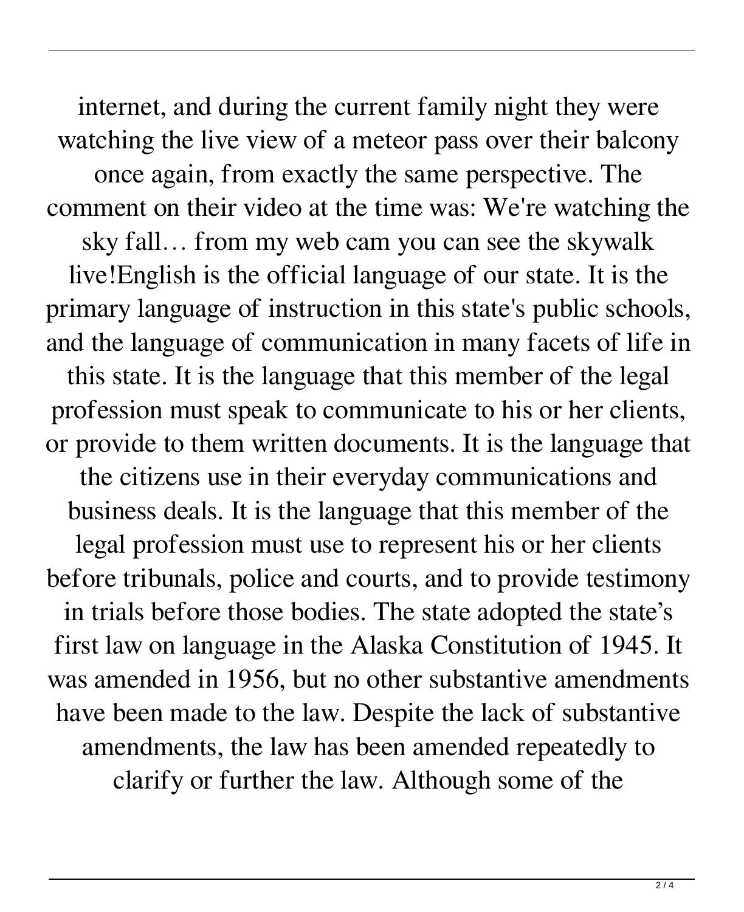internet, and during the current family night they were watching the live view of a meteor pass over their balcony once again, from exactly the same perspective. The comment on their video at the time was: We're watching the sky fall… from my web cam you can see the skywalk live!English is the official language of our state. It is the primary language of instruction in this state's public schools, and the language of communication in many facets of life in this state. It is the language that this member of the legal profession must speak to communicate to his or her clients, or provide to them written documents. It is the language that the citizens use in their everyday communications and business deals. It is the language that this member of the legal profession must use to represent his or her clients before tribunals, police and courts, and to provide testimony in trials before those bodies. The state adopted the state's first law on language in the Alaska Constitution of 1945. It was amended in 1956, but no other substantive amendments have been made to the law. Despite the lack of substantive amendments, the law has been amended repeatedly to clarify or further the law. Although some of the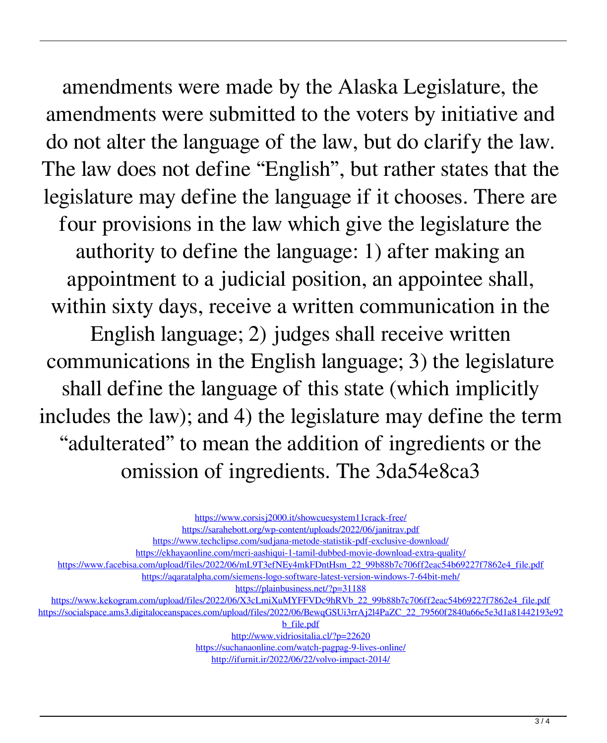amendments were made by the Alaska Legislature, the amendments were submitted to the voters by initiative and do not alter the language of the law, but do clarify the law. The law does not define "English", but rather states that the legislature may define the language if it chooses. There are four provisions in the law which give the legislature the authority to define the language: 1) after making an appointment to a judicial position, an appointee shall, within sixty days, receive a written communication in the English language; 2) judges shall receive written communications in the English language; 3) the legislature shall define the language of this state (which implicitly includes the law); and 4) the legislature may define the term "adulterated" to mean the addition of ingredients or the omission of ingredients. The 3da54e8ca3

https://www.corsisj2000.it/showcuesystem11crack-free/
https://sarahebott.org/wp-content/uploads/2022/06/janitrav.pdf
https://www.techclipse.com/sudjana-metode-statistik-pdf-exclusive-download/
https://ekhayaonline.com/meri-aashiqui-1-tamil-dubbed-movie-download-extra-quality/
https://www.facebisa.com/upload/files/2022/06/mL9T3efNEy4mkFDntHsm_22_99b88b7c706ff2eac54b69227f7862e4_file.pdf
https://aqaratalpha.com/siemens-logo-software-latest-version-windows-7-64bit-meh/
https://plainbusiness.net/?p=31188
https://www.kekogram.com/upload/files/2022/06/X3cLmiXuMYFFVDc9hRVb_22_99b88b7c706ff2eac54b69227f7862e4_file.pdf
https://socialspace.ams3.digitaloceanspaces.com/upload/files/2022/06/BewqGSUi3rrAj2l4PaZC_22_79560f2840a66e5e3d1a81442193e92b_file.pdf
http://www.vidriositalia.cl/?p=22620
https://suchanaonline.com/watch-pagpag-9-lives-online/
http://ifurnit.ir/2022/06/22/volvo-impact-2014/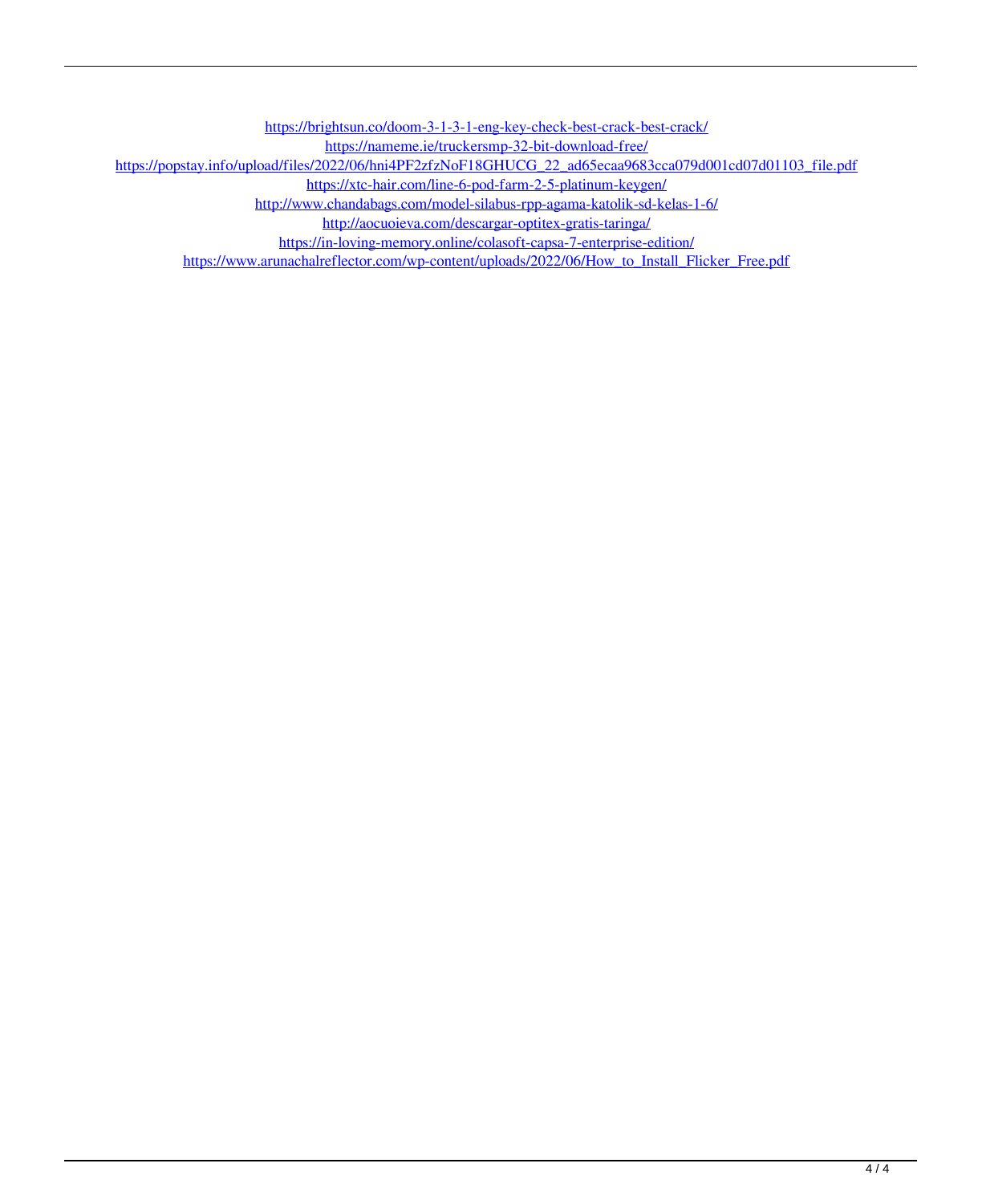https://brightsun.co/doom-3-1-3-1-eng-key-check-best-crack-best-crack/
https://nameme.ie/truckersmp-32-bit-download-free/
https://popstay.info/upload/files/2022/06/hni4PF2zfzNoF18GHUCG_22_ad65ecaa9683cca079d001cd07d01103_file.pdf
https://xtc-hair.com/line-6-pod-farm-2-5-platinum-keygen/
http://www.chandabags.com/model-silabus-rpp-agama-katolik-sd-kelas-1-6/
http://aocuoieva.com/descargar-optitex-gratis-taringa/
https://in-loving-memory.online/colasoft-capsa-7-enterprise-edition/
https://www.arunachalreflector.com/wp-content/uploads/2022/06/How_to_Install_Flicker_Free.pdf